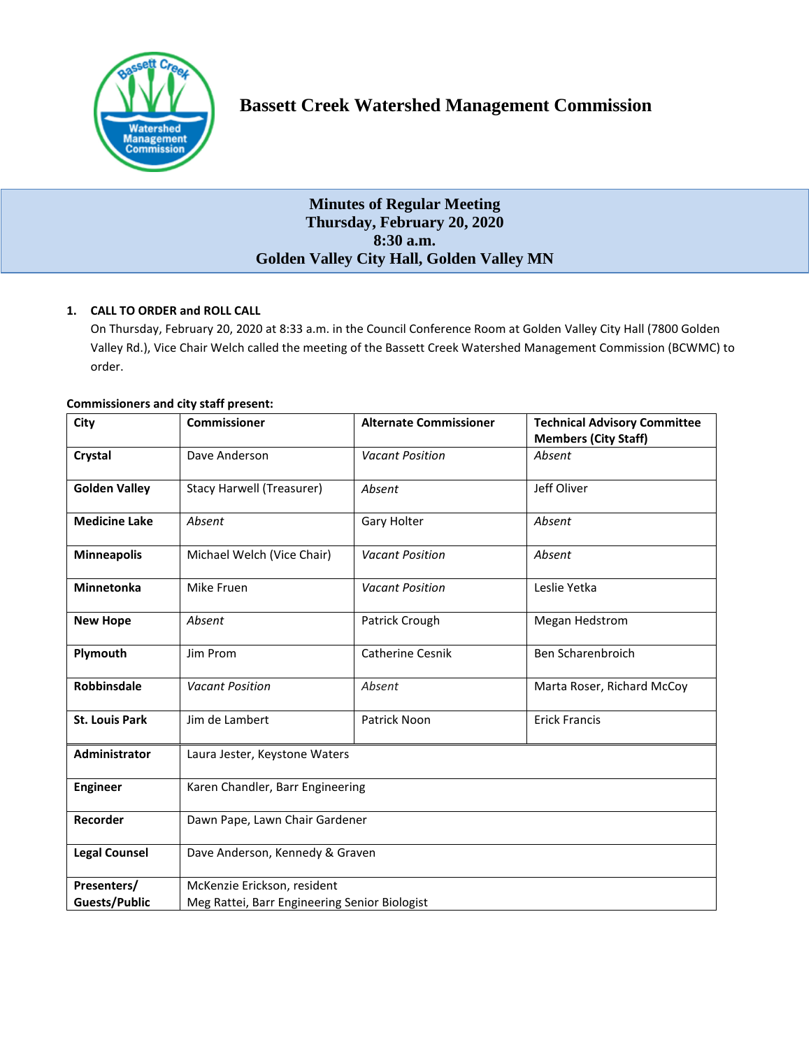# Bassett Creek Watershed Management Commission

## Minutes of Regular Meeting
## Thursday, February 20, 2020
## 8:30 a.m.
## Golden Valley City Hall, Golden Valley MN

**1. CALL TO ORDER and ROLL CALL**

On Thursday, February 20, 2020 at 8:33 a.m. in the Council Conference Room at Golden Valley City Hall (7800 Golden Valley Rd.), Vice Chair Welch called the meeting of the Bassett Creek Watershed Management Commission (BCWMC) to order.

**Commissioners and city staff present:**

| City | Commissioner | Alternate Commissioner | Technical Advisory Committee Members (City Staff) |
|---|---|---|---|
| **Crystal** | Dave Anderson | *Vacant Position* | *Absent* |
| **Golden Valley** | Stacy Harwell (Treasurer) | *Absent* | Jeff Oliver |
| **Medicine Lake** | *Absent* | Gary Holter | *Absent* |
| **Minneapolis** | Michael Welch (Vice Chair) | *Vacant Position* | *Absent* |
| **Minnetonka** | Mike Fruen | *Vacant Position* | Leslie Yetka |
| **New Hope** | *Absent* | Patrick Crough | Megan Hedstrom |
| **Plymouth** | Jim Prom | Catherine Cesnik | Ben Scharenbroich |
| **Robbinsdale** | *Vacant Position* | *Absent* | Marta Roser, Richard McCoy |
| **St. Louis Park** | Jim de Lambert | Patrick Noon | Erick Francis |
| **Administrator** | Laura Jester, Keystone Waters | | |
| **Engineer** | Karen Chandler, Barr Engineering | | |
| **Recorder** | Dawn Pape, Lawn Chair Gardener | | |
| **Legal Counsel** | Dave Anderson, Kennedy & Graven | | |
| **Presenters/ Guests/Public** | McKenzie Erickson, resident<br>Meg Rattei, Barr Engineering Senior Biologist | | |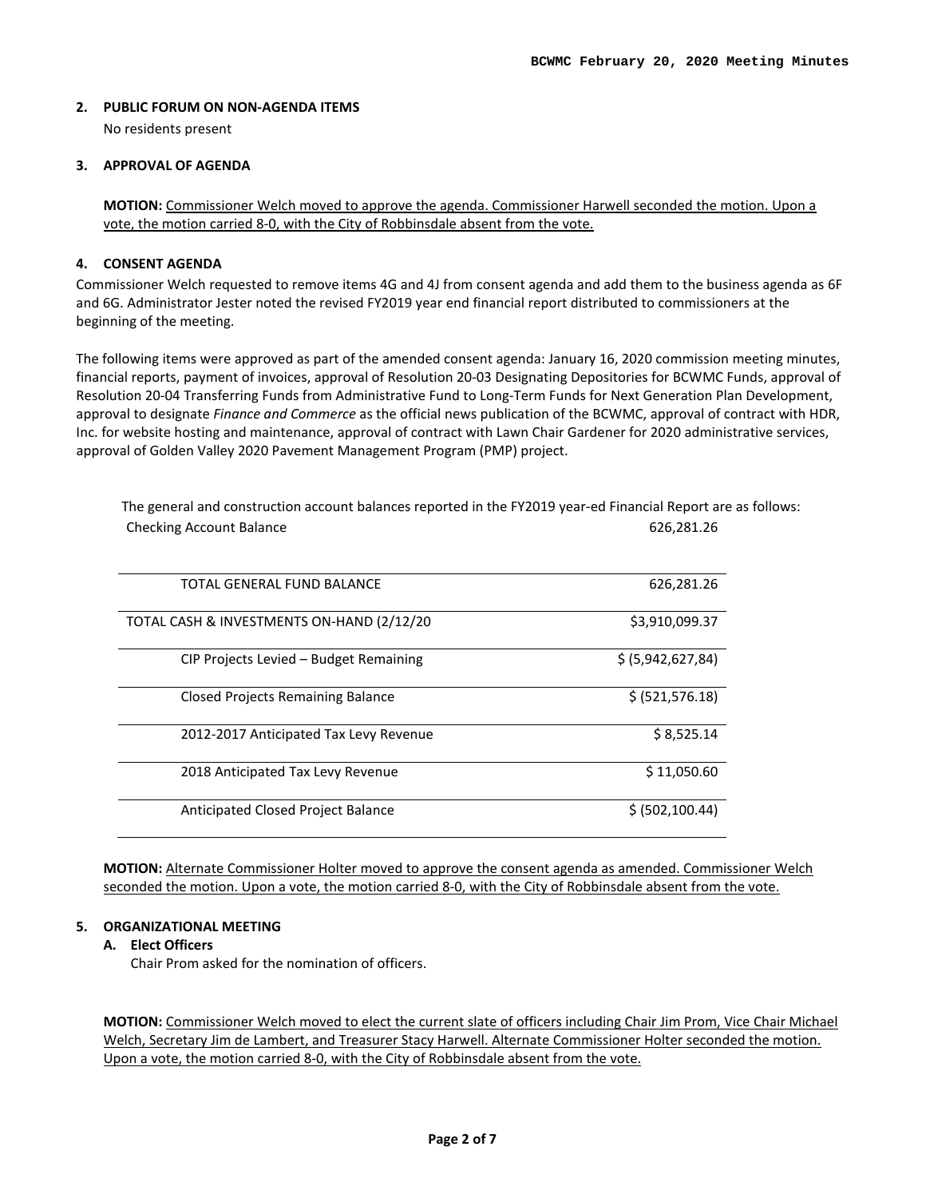## 2. PUBLIC FORUM ON NON-AGENDA ITEMS

No residents present

## 3. APPROVAL OF AGENDA

**MOTION:** Commissioner Welch moved to approve the agenda. Commissioner Harwell seconded the motion. Upon a vote, the motion carried 8-0, with the City of Robbinsdale absent from the vote.

## 4. CONSENT AGENDA

Commissioner Welch requested to remove items 4G and 4J from consent agenda and add them to the business agenda as 6F and 6G. Administrator Jester noted the revised FY2019 year end financial report distributed to commissioners at the beginning of the meeting.

The following items were approved as part of the amended consent agenda: January 16, 2020 commission meeting minutes, financial reports, payment of invoices, approval of Resolution 20-03 Designating Depositories for BCWMC Funds, approval of Resolution 20-04 Transferring Funds from Administrative Fund to Long-Term Funds for Next Generation Plan Development, approval to designate *Finance and Commerce* as the official news publication of the BCWMC, approval of contract with HDR, Inc. for website hosting and maintenance, approval of contract with Lawn Chair Gardener for 2020 administrative services, approval of Golden Valley 2020 Pavement Management Program (PMP) project.

The general and construction account balances reported in the FY2019 year-ed Financial Report are as follows:

| | |
|---|---|
| Checking Account Balance | 626,281.26 |
| TOTAL GENERAL FUND BALANCE | 626,281.26 |
| TOTAL CASH & INVESTMENTS ON-HAND (2/12/20 | $3,910,099.37 |
| CIP Projects Levied – Budget Remaining | $ (5,942,627,84) |
| Closed Projects Remaining Balance | $ (521,576.18) |
| 2012-2017 Anticipated Tax Levy Revenue | $ 8,525.14 |
| 2018 Anticipated Tax Levy Revenue | $ 11,050.60 |
| Anticipated Closed Project Balance | $ (502,100.44) |

**MOTION:** Alternate Commissioner Holter moved to approve the consent agenda as amended. Commissioner Welch seconded the motion. Upon a vote, the motion carried 8-0, with the City of Robbinsdale absent from the vote.

## 5. ORGANIZATIONAL MEETING

### A. Elect Officers

Chair Prom asked for the nomination of officers.

**MOTION:** Commissioner Welch moved to elect the current slate of officers including Chair Jim Prom, Vice Chair Michael Welch, Secretary Jim de Lambert, and Treasurer Stacy Harwell. Alternate Commissioner Holter seconded the motion. Upon a vote, the motion carried 8-0, with the City of Robbinsdale absent from the vote.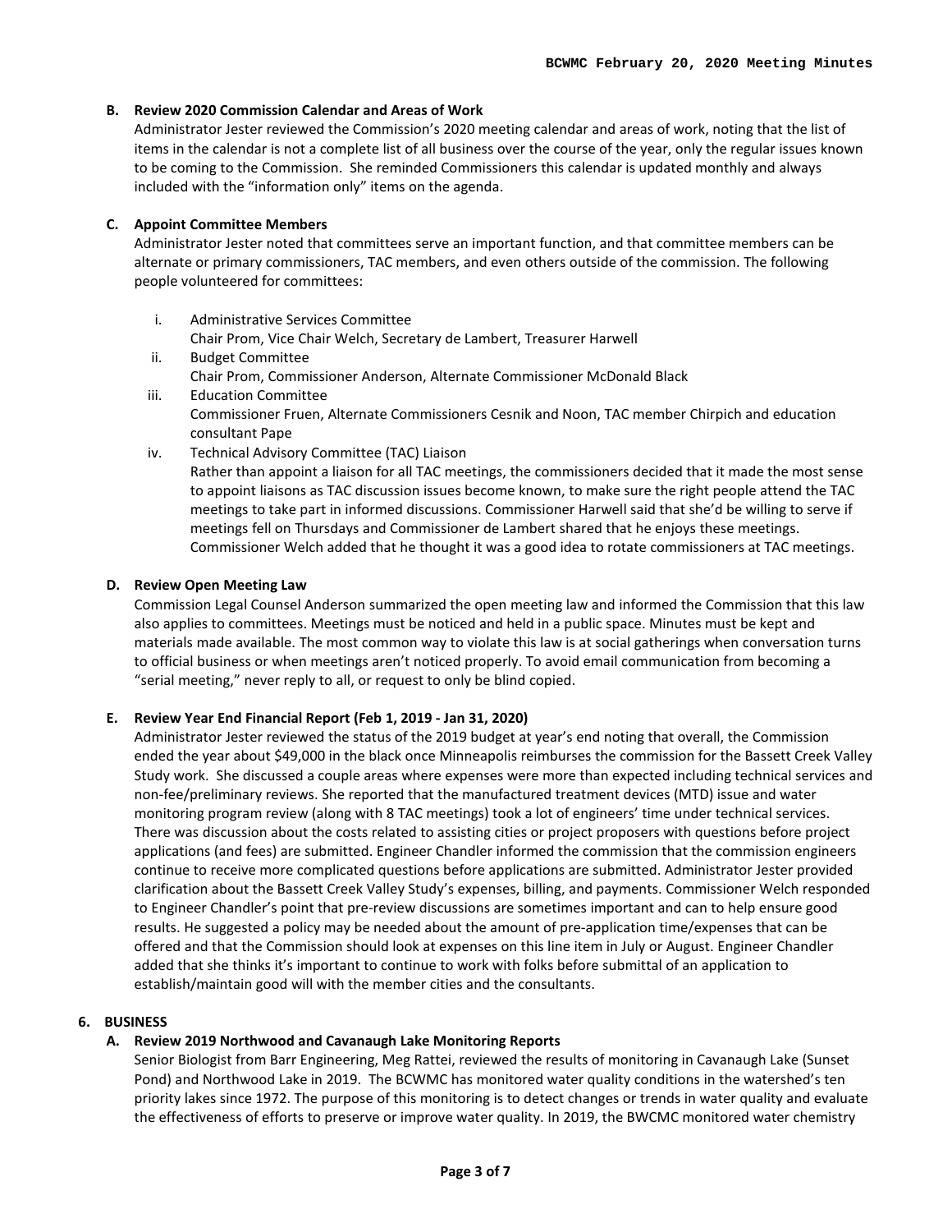### B. Review 2020 Commission Calendar and Areas of Work

Administrator Jester reviewed the Commission's 2020 meeting calendar and areas of work, noting that the list of items in the calendar is not a complete list of all business over the course of the year, only the regular issues known to be coming to the Commission. She reminded Commissioners this calendar is updated monthly and always included with the "information only" items on the agenda.

### C. Appoint Committee Members

Administrator Jester noted that committees serve an important function, and that committee members can be alternate or primary commissioners, TAC members, and even others outside of the commission. The following people volunteered for committees:

i. Administrative Services Committee
   Chair Prom, Vice Chair Welch, Secretary de Lambert, Treasurer Harwell

ii. Budget Committee
   Chair Prom, Commissioner Anderson, Alternate Commissioner McDonald Black

iii. Education Committee
   Commissioner Fruen, Alternate Commissioners Cesnik and Noon, TAC member Chirpich and education consultant Pape

iv. Technical Advisory Committee (TAC) Liaison
   Rather than appoint a liaison for all TAC meetings, the commissioners decided that it made the most sense to appoint liaisons as TAC discussion issues become known, to make sure the right people attend the TAC meetings to take part in informed discussions. Commissioner Harwell said that she'd be willing to serve if meetings fell on Thursdays and Commissioner de Lambert shared that he enjoys these meetings. Commissioner Welch added that he thought it was a good idea to rotate commissioners at TAC meetings.

### D. Review Open Meeting Law

Commission Legal Counsel Anderson summarized the open meeting law and informed the Commission that this law also applies to committees. Meetings must be noticed and held in a public space. Minutes must be kept and materials made available. The most common way to violate this law is at social gatherings when conversation turns to official business or when meetings aren't noticed properly. To avoid email communication from becoming a "serial meeting," never reply to all, or request to only be blind copied.

### E. Review Year End Financial Report (Feb 1, 2019 - Jan 31, 2020)

Administrator Jester reviewed the status of the 2019 budget at year's end noting that overall, the Commission ended the year about $49,000 in the black once Minneapolis reimburses the commission for the Bassett Creek Valley Study work. She discussed a couple areas where expenses were more than expected including technical services and non-fee/preliminary reviews. She reported that the manufactured treatment devices (MTD) issue and water monitoring program review (along with 8 TAC meetings) took a lot of engineers' time under technical services. There was discussion about the costs related to assisting cities or project proposers with questions before project applications (and fees) are submitted. Engineer Chandler informed the commission that the commission engineers continue to receive more complicated questions before applications are submitted. Administrator Jester provided clarification about the Bassett Creek Valley Study's expenses, billing, and payments. Commissioner Welch responded to Engineer Chandler's point that pre-review discussions are sometimes important and can to help ensure good results. He suggested a policy may be needed about the amount of pre-application time/expenses that can be offered and that the Commission should look at expenses on this line item in July or August. Engineer Chandler added that she thinks it's important to continue to work with folks before submittal of an application to establish/maintain good will with the member cities and the consultants.

## 6. BUSINESS

### A. Review 2019 Northwood and Cavanaugh Lake Monitoring Reports

Senior Biologist from Barr Engineering, Meg Rattei, reviewed the results of monitoring in Cavanaugh Lake (Sunset Pond) and Northwood Lake in 2019. The BCWMC has monitored water quality conditions in the watershed's ten priority lakes since 1972. The purpose of this monitoring is to detect changes or trends in water quality and evaluate the effectiveness of efforts to preserve or improve water quality. In 2019, the BWCMC monitored water chemistry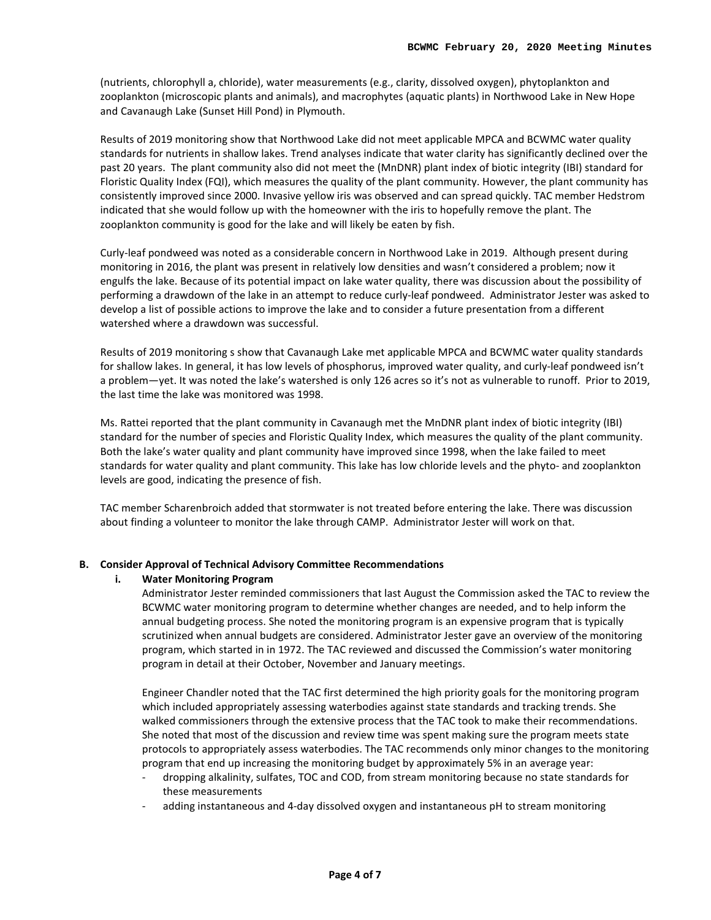(nutrients, chlorophyll a, chloride), water measurements (e.g., clarity, dissolved oxygen), phytoplankton and zooplankton (microscopic plants and animals), and macrophytes (aquatic plants) in Northwood Lake in New Hope and Cavanaugh Lake (Sunset Hill Pond) in Plymouth.

Results of 2019 monitoring show that Northwood Lake did not meet applicable MPCA and BCWMC water quality standards for nutrients in shallow lakes. Trend analyses indicate that water clarity has significantly declined over the past 20 years. The plant community also did not meet the (MnDNR) plant index of biotic integrity (IBI) standard for Floristic Quality Index (FQI), which measures the quality of the plant community. However, the plant community has consistently improved since 2000. Invasive yellow iris was observed and can spread quickly. TAC member Hedstrom indicated that she would follow up with the homeowner with the iris to hopefully remove the plant. The zooplankton community is good for the lake and will likely be eaten by fish.

Curly-leaf pondweed was noted as a considerable concern in Northwood Lake in 2019. Although present during monitoring in 2016, the plant was present in relatively low densities and wasn't considered a problem; now it engulfs the lake. Because of its potential impact on lake water quality, there was discussion about the possibility of performing a drawdown of the lake in an attempt to reduce curly-leaf pondweed. Administrator Jester was asked to develop a list of possible actions to improve the lake and to consider a future presentation from a different watershed where a drawdown was successful.

Results of 2019 monitoring s show that Cavanaugh Lake met applicable MPCA and BCWMC water quality standards for shallow lakes. In general, it has low levels of phosphorus, improved water quality, and curly-leaf pondweed isn't a problem—yet. It was noted the lake's watershed is only 126 acres so it's not as vulnerable to runoff. Prior to 2019, the last time the lake was monitored was 1998.

Ms. Rattei reported that the plant community in Cavanaugh met the MnDNR plant index of biotic integrity (IBI) standard for the number of species and Floristic Quality Index, which measures the quality of the plant community. Both the lake's water quality and plant community have improved since 1998, when the lake failed to meet standards for water quality and plant community. This lake has low chloride levels and the phyto- and zooplankton levels are good, indicating the presence of fish.

TAC member Scharenbroich added that stormwater is not treated before entering the lake. There was discussion about finding a volunteer to monitor the lake through CAMP. Administrator Jester will work on that.

**B. Consider Approval of Technical Advisory Committee Recommendations**

**i. Water Monitoring Program**

Administrator Jester reminded commissioners that last August the Commission asked the TAC to review the BCWMC water monitoring program to determine whether changes are needed, and to help inform the annual budgeting process. She noted the monitoring program is an expensive program that is typically scrutinized when annual budgets are considered. Administrator Jester gave an overview of the monitoring program, which started in in 1972. The TAC reviewed and discussed the Commission's water monitoring program in detail at their October, November and January meetings.

Engineer Chandler noted that the TAC first determined the high priority goals for the monitoring program which included appropriately assessing waterbodies against state standards and tracking trends. She walked commissioners through the extensive process that the TAC took to make their recommendations. She noted that most of the discussion and review time was spent making sure the program meets state protocols to appropriately assess waterbodies. The TAC recommends only minor changes to the monitoring program that end up increasing the monitoring budget by approximately 5% in an average year:

- dropping alkalinity, sulfates, TOC and COD, from stream monitoring because no state standards for these measurements
- adding instantaneous and 4-day dissolved oxygen and instantaneous pH to stream monitoring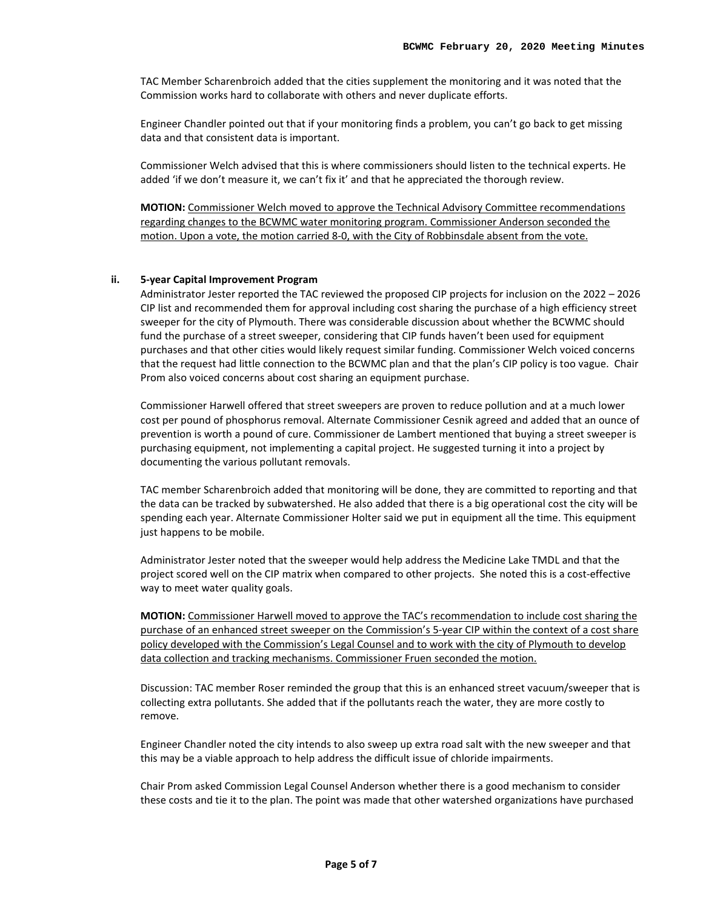TAC Member Scharenbroich added that the cities supplement the monitoring and it was noted that the Commission works hard to collaborate with others and never duplicate efforts.

Engineer Chandler pointed out that if your monitoring finds a problem, you can't go back to get missing data and that consistent data is important.

Commissioner Welch advised that this is where commissioners should listen to the technical experts. He added 'if we don't measure it, we can't fix it' and that he appreciated the thorough review.

**MOTION:** Commissioner Welch moved to approve the Technical Advisory Committee recommendations regarding changes to the BCWMC water monitoring program. Commissioner Anderson seconded the motion. Upon a vote, the motion carried 8-0, with the City of Robbinsdale absent from the vote.

**ii. 5-year Capital Improvement Program**

Administrator Jester reported the TAC reviewed the proposed CIP projects for inclusion on the 2022 – 2026 CIP list and recommended them for approval including cost sharing the purchase of a high efficiency street sweeper for the city of Plymouth. There was considerable discussion about whether the BCWMC should fund the purchase of a street sweeper, considering that CIP funds haven't been used for equipment purchases and that other cities would likely request similar funding. Commissioner Welch voiced concerns that the request had little connection to the BCWMC plan and that the plan's CIP policy is too vague. Chair Prom also voiced concerns about cost sharing an equipment purchase.

Commissioner Harwell offered that street sweepers are proven to reduce pollution and at a much lower cost per pound of phosphorus removal. Alternate Commissioner Cesnik agreed and added that an ounce of prevention is worth a pound of cure. Commissioner de Lambert mentioned that buying a street sweeper is purchasing equipment, not implementing a capital project. He suggested turning it into a project by documenting the various pollutant removals.

TAC member Scharenbroich added that monitoring will be done, they are committed to reporting and that the data can be tracked by subwatershed. He also added that there is a big operational cost the city will be spending each year. Alternate Commissioner Holter said we put in equipment all the time. This equipment just happens to be mobile.

Administrator Jester noted that the sweeper would help address the Medicine Lake TMDL and that the project scored well on the CIP matrix when compared to other projects. She noted this is a cost-effective way to meet water quality goals.

**MOTION:** Commissioner Harwell moved to approve the TAC's recommendation to include cost sharing the purchase of an enhanced street sweeper on the Commission's 5-year CIP within the context of a cost share policy developed with the Commission's Legal Counsel and to work with the city of Plymouth to develop data collection and tracking mechanisms. Commissioner Fruen seconded the motion.

Discussion: TAC member Roser reminded the group that this is an enhanced street vacuum/sweeper that is collecting extra pollutants. She added that if the pollutants reach the water, they are more costly to remove.

Engineer Chandler noted the city intends to also sweep up extra road salt with the new sweeper and that this may be a viable approach to help address the difficult issue of chloride impairments.

Chair Prom asked Commission Legal Counsel Anderson whether there is a good mechanism to consider these costs and tie it to the plan. The point was made that other watershed organizations have purchased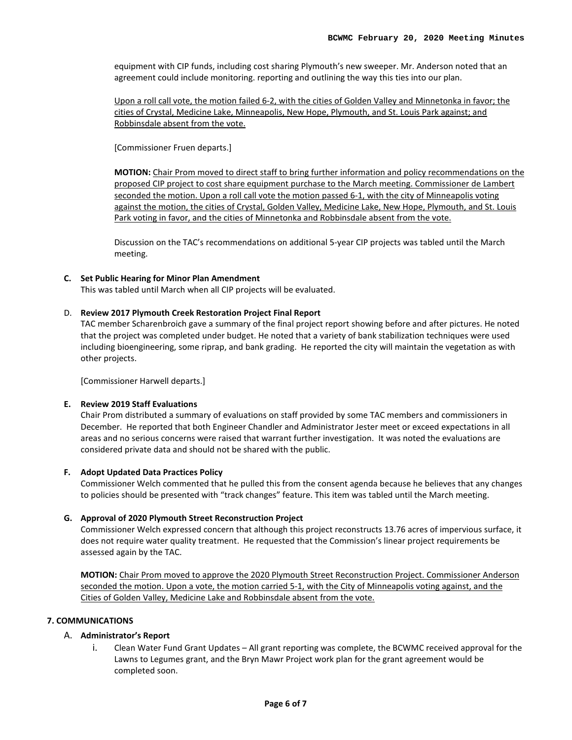equipment with CIP funds, including cost sharing Plymouth's new sweeper. Mr. Anderson noted that an agreement could include monitoring. reporting and outlining the way this ties into our plan.

Upon a roll call vote, the motion failed 6-2, with the cities of Golden Valley and Minnetonka in favor; the cities of Crystal, Medicine Lake, Minneapolis, New Hope, Plymouth, and St. Louis Park against; and Robbinsdale absent from the vote.

[Commissioner Fruen departs.]

**MOTION:** Chair Prom moved to direct staff to bring further information and policy recommendations on the proposed CIP project to cost share equipment purchase to the March meeting. Commissioner de Lambert seconded the motion. Upon a roll call vote the motion passed 6-1, with the city of Minneapolis voting against the motion, the cities of Crystal, Golden Valley, Medicine Lake, New Hope, Plymouth, and St. Louis Park voting in favor, and the cities of Minnetonka and Robbinsdale absent from the vote.

Discussion on the TAC's recommendations on additional 5-year CIP projects was tabled until the March meeting.

**C. Set Public Hearing for Minor Plan Amendment**

This was tabled until March when all CIP projects will be evaluated.

D. **Review 2017 Plymouth Creek Restoration Project Final Report**

TAC member Scharenbroich gave a summary of the final project report showing before and after pictures. He noted that the project was completed under budget. He noted that a variety of bank stabilization techniques were used including bioengineering, some riprap, and bank grading. He reported the city will maintain the vegetation as with other projects.

[Commissioner Harwell departs.]

**E. Review 2019 Staff Evaluations**

Chair Prom distributed a summary of evaluations on staff provided by some TAC members and commissioners in December. He reported that both Engineer Chandler and Administrator Jester meet or exceed expectations in all areas and no serious concerns were raised that warrant further investigation. It was noted the evaluations are considered private data and should not be shared with the public.

**F. Adopt Updated Data Practices Policy**

Commissioner Welch commented that he pulled this from the consent agenda because he believes that any changes to policies should be presented with "track changes" feature. This item was tabled until the March meeting.

**G. Approval of 2020 Plymouth Street Reconstruction Project**

Commissioner Welch expressed concern that although this project reconstructs 13.76 acres of impervious surface, it does not require water quality treatment. He requested that the Commission's linear project requirements be assessed again by the TAC.

**MOTION:** Chair Prom moved to approve the 2020 Plymouth Street Reconstruction Project. Commissioner Anderson seconded the motion. Upon a vote, the motion carried 5-1, with the City of Minneapolis voting against, and the Cities of Golden Valley, Medicine Lake and Robbinsdale absent from the vote.

**7. COMMUNICATIONS**

A. **Administrator's Report**

i. Clean Water Fund Grant Updates – All grant reporting was complete, the BCWMC received approval for the Lawns to Legumes grant, and the Bryn Mawr Project work plan for the grant agreement would be completed soon.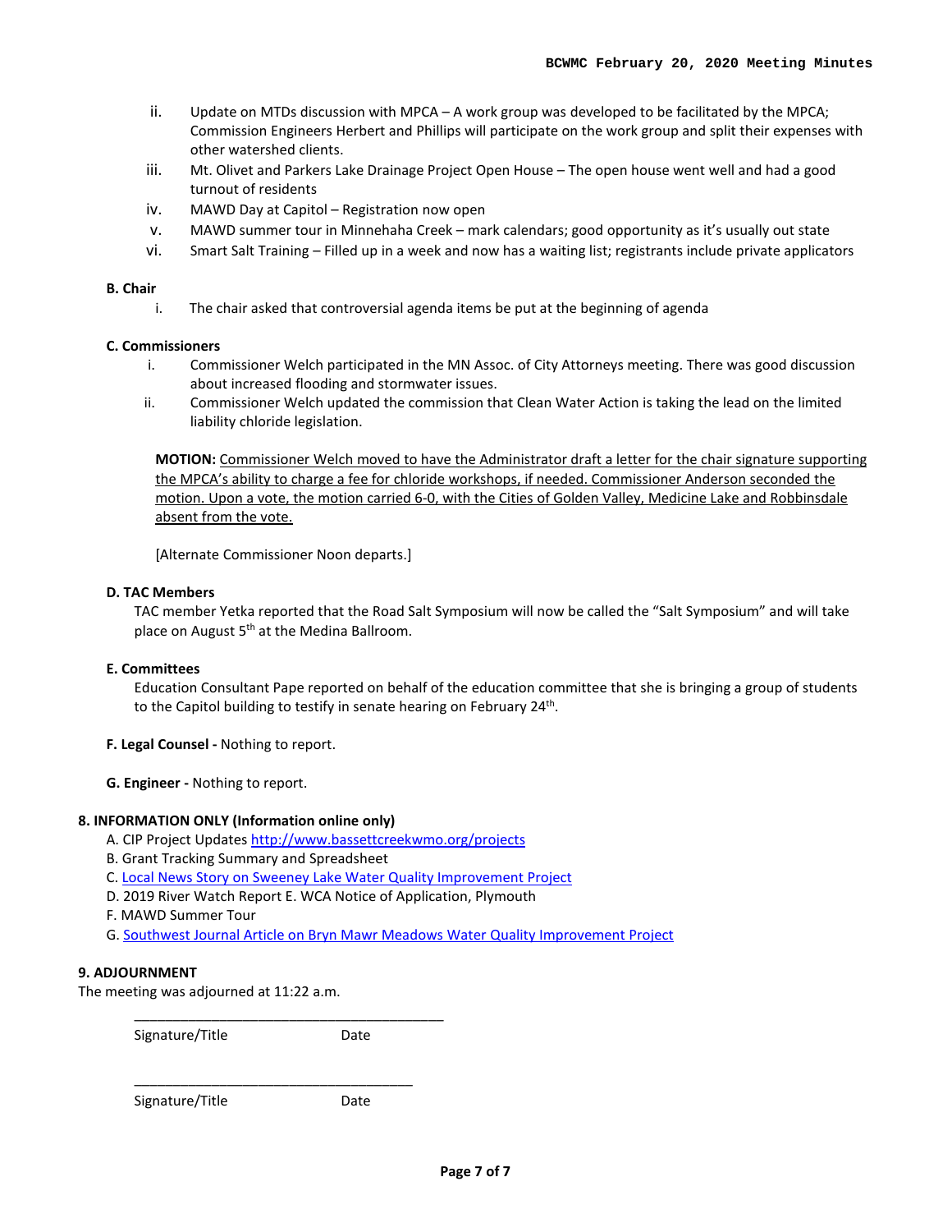ii. Update on MTDs discussion with MPCA – A work group was developed to be facilitated by the MPCA; Commission Engineers Herbert and Phillips will participate on the work group and split their expenses with other watershed clients.

iii. Mt. Olivet and Parkers Lake Drainage Project Open House – The open house went well and had a good turnout of residents

iv. MAWD Day at Capitol – Registration now open

v. MAWD summer tour in Minnehaha Creek – mark calendars; good opportunity as it's usually out state

vi. Smart Salt Training – Filled up in a week and now has a waiting list; registrants include private applicators

**B. Chair**

i. The chair asked that controversial agenda items be put at the beginning of agenda

**C. Commissioners**

i. Commissioner Welch participated in the MN Assoc. of City Attorneys meeting. There was good discussion about increased flooding and stormwater issues.

ii. Commissioner Welch updated the commission that Clean Water Action is taking the lead on the limited liability chloride legislation.

**MOTION:** Commissioner Welch moved to have the Administrator draft a letter for the chair signature supporting the MPCA's ability to charge a fee for chloride workshops, if needed. Commissioner Anderson seconded the motion. Upon a vote, the motion carried 6-0, with the Cities of Golden Valley, Medicine Lake and Robbinsdale absent from the vote.

[Alternate Commissioner Noon departs.]

**D. TAC Members**

TAC member Yetka reported that the Road Salt Symposium will now be called the "Salt Symposium" and will take place on August 5th at the Medina Ballroom.

**E. Committees**

Education Consultant Pape reported on behalf of the education committee that she is bringing a group of students to the Capitol building to testify in senate hearing on February 24th.

**F. Legal Counsel -** Nothing to report.

**G. Engineer -** Nothing to report.

**8. INFORMATION ONLY (Information online only)**

A. CIP Project Updates http://www.bassettcreekwmo.org/projects
B. Grant Tracking Summary and Spreadsheet
C. Local News Story on Sweeney Lake Water Quality Improvement Project
D. 2019 River Watch Report E. WCA Notice of Application, Plymouth
F. MAWD Summer Tour
G. Southwest Journal Article on Bryn Mawr Meadows Water Quality Improvement Project

**9. ADJOURNMENT**

The meeting was adjourned at 11:22 a.m.

_______________________________________
Signature/Title Date

_______________________________________
Signature/Title Date